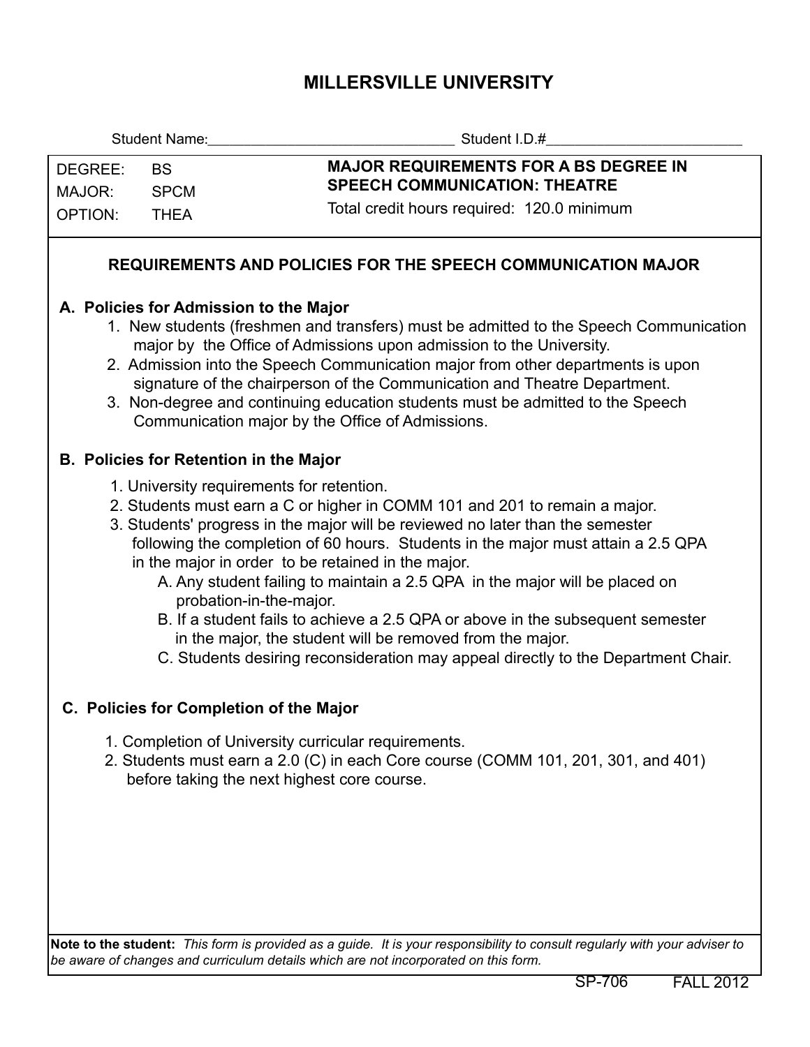# MILLERSVILLE UNIVERSITY

Student Name:_______________________________ Student I.D.#_________________________

| | |
|---|---|
| DEGREE: BS<br>MAJOR: SPCM<br>OPTION: THEA | **MAJOR REQUIREMENTS FOR A BS DEGREE IN SPEECH COMMUNICATION: THEATRE**<br>Total credit hours required: 120.0 minimum |

## REQUIREMENTS AND POLICIES FOR THE SPEECH COMMUNICATION MAJOR

### A. Policies for Admission to the Major

1. New students (freshmen and transfers) must be admitted to the Speech Communication major by the Office of Admissions upon admission to the University.
2. Admission into the Speech Communication major from other departments is upon signature of the chairperson of the Communication and Theatre Department.
3. Non-degree and continuing education students must be admitted to the Speech Communication major by the Office of Admissions.

### B. Policies for Retention in the Major

1. University requirements for retention.
2. Students must earn a C or higher in COMM 101 and 201 to remain a major.
3. Students' progress in the major will be reviewed no later than the semester following the completion of 60 hours. Students in the major must attain a 2.5 QPA in the major in order to be retained in the major.
   - A. Any student failing to maintain a 2.5 QPA in the major will be placed on probation-in-the-major.
   - B. If a student fails to achieve a 2.5 QPA or above in the subsequent semester in the major, the student will be removed from the major.
   - C. Students desiring reconsideration may appeal directly to the Department Chair.

### C. Policies for Completion of the Major

1. Completion of University curricular requirements.
2. Students must earn a 2.0 (C) in each Core course (COMM 101, 201, 301, and 401) before taking the next highest core course.

**Note to the student:** *This form is provided as a guide. It is your responsibility to consult regularly with your adviser to be aware of changes and curriculum details which are not incorporated on this form.*

SP-706 FALL 2012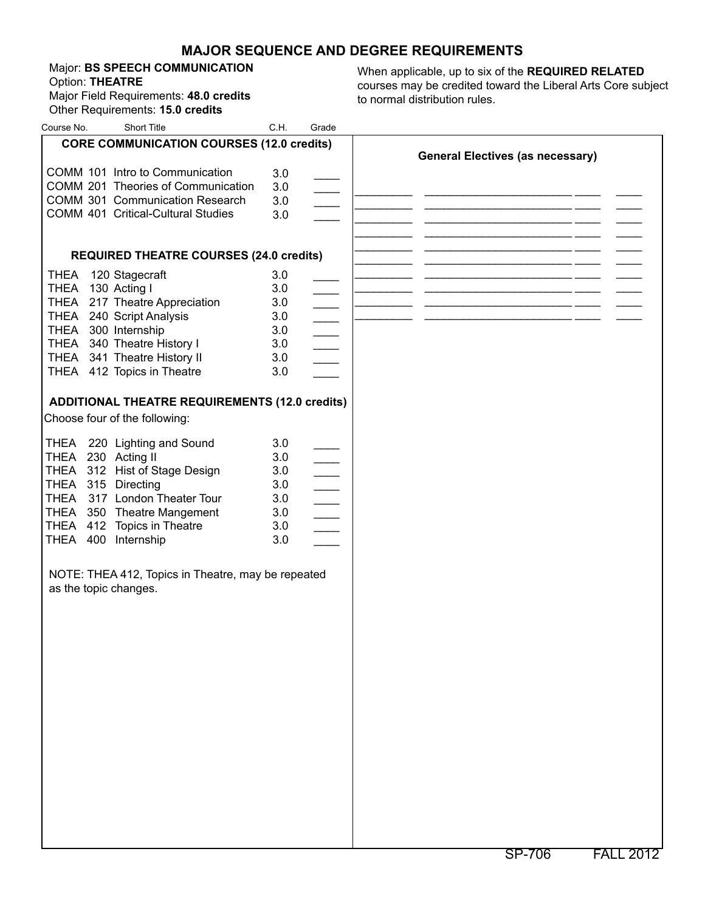# MAJOR SEQUENCE AND DEGREE REQUIREMENTS

Major: **BS SPEECH COMMUNICATION**
Option: **THEATRE**
Major Field Requirements: **48.0 credits**
Other Requirements: **15.0 credits**

When applicable, up to six of the **REQUIRED RELATED** courses may be credited toward the Liberal Arts Core subject to normal distribution rules.

| Course No. | Short Title | C.H. | Grade |
|---|---|---|---|
| **CORE COMMUNICATION COURSES (12.0 credits)** | | | |
| COMM 101 | Intro to Communication | 3.0 | ____ |
| COMM 201 | Theories of Communication | 3.0 | ____ |
| COMM 301 | Communication Research | 3.0 | ____ |
| COMM 401 | Critical-Cultural Studies | 3.0 | ____ |
| **REQUIRED THEATRE COURSES (24.0 credits)** | | | |
| THEA 120 | Stagecraft | 3.0 | ____ |
| THEA 130 | Acting I | 3.0 | ____ |
| THEA 217 | Theatre Appreciation | 3.0 | ____ |
| THEA 240 | Script Analysis | 3.0 | ____ |
| THEA 300 | Internship | 3.0 | ____ |
| THEA 340 | Theatre History I | 3.0 | ____ |
| THEA 341 | Theatre History II | 3.0 | ____ |
| THEA 412 | Topics in Theatre | 3.0 | ____ |
| **ADDITIONAL THEATRE REQUIREMENTS (12.0 credits)** | | | |
| Choose four of the following: | | | |
| THEA 220 | Lighting and Sound | 3.0 | ____ |
| THEA 230 | Acting II | 3.0 | ____ |
| THEA 312 | Hist of Stage Design | 3.0 | ____ |
| THEA 315 | Directing | 3.0 | ____ |
| THEA 317 | London Theater Tour | 3.0 | ____ |
| THEA 350 | Theatre Mangement | 3.0 | ____ |
| THEA 412 | Topics in Theatre | 3.0 | ____ |
| THEA 400 | Internship | 3.0 | ____ |

NOTE: THEA 412, Topics in Theatre, may be repeated as the topic changes.

### General Electives (as necessary)

| | | | |
|---|---|---|---|
| ________ | ____________________ | ____ | ____ |
| ________ | ____________________ | ____ | ____ |
| ________ | ____________________ | ____ | ____ |
| ________ | ____________________ | ____ | ____ |
| ________ | ____________________ | ____ | ____ |
| ________ | ____________________ | ____ | ____ |
| ________ | ____________________ | ____ | ____ |
| ________ | ____________________ | ____ | ____ |

SP-706 FALL 2012